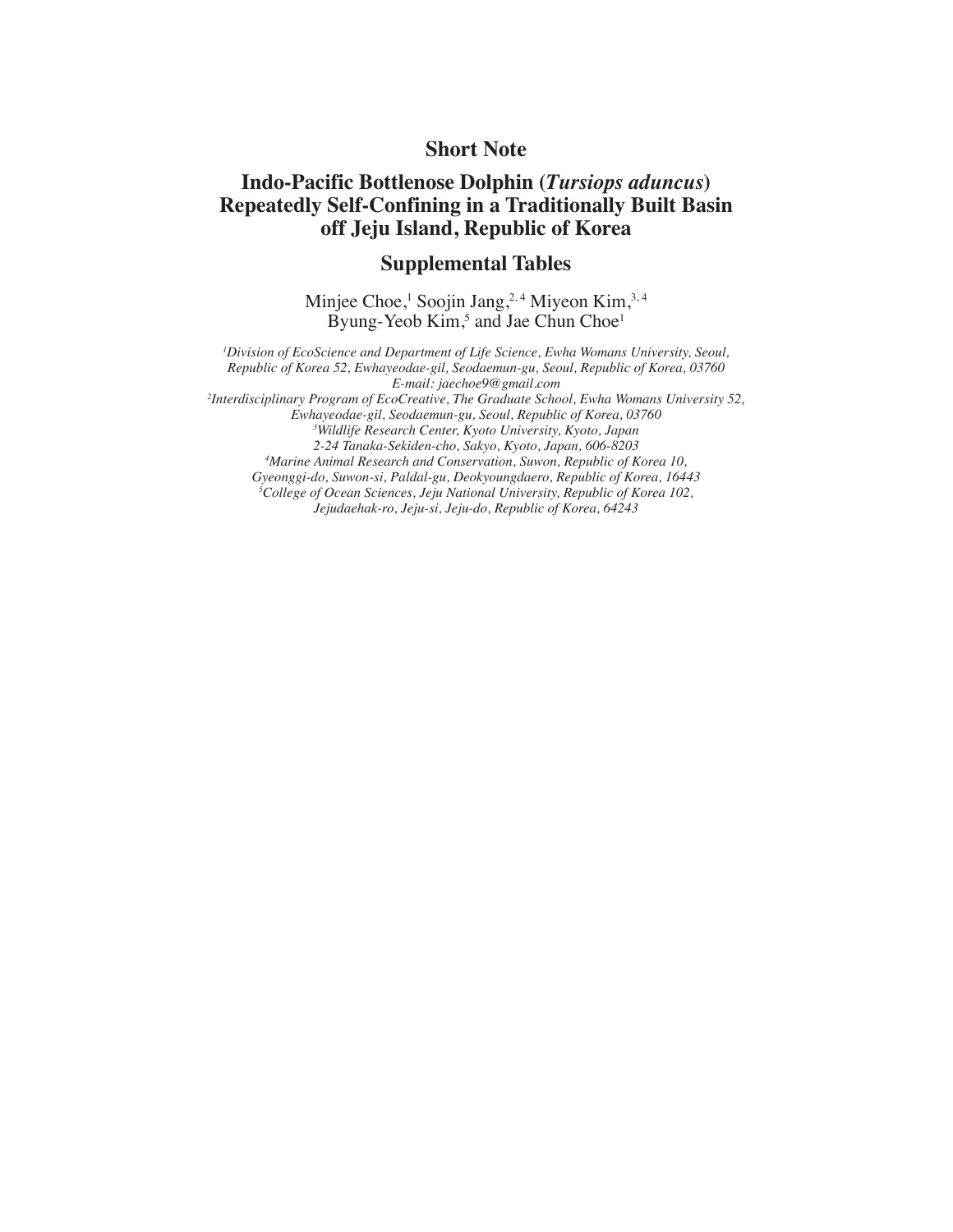## Short Note

# Indo-Pacific Bottlenose Dolphin (*Tursiops aduncus*) Repeatedly Self-Confining in a Traditionally Built Basin off Jeju Island, Republic of Korea

## Supplemental Tables

Minjee Choe,[1] Soojin Jang,[2,4] Miyeon Kim,[3,4]
Byung-Yeob Kim,[5] and Jae Chun Choe[1]

*[1]Division of EcoScience and Department of Life Science, Ewha Womans University, Seoul, Republic of Korea 52, Ewhayeodae-gil, Seodaemun-gu, Seoul, Republic of Korea, 03760*
*E-mail: jaechoe9@gmail.com*
*[2]Interdisciplinary Program of EcoCreative, The Graduate School, Ewha Womans University 52, Ewhayeodae-gil, Seodaemun-gu, Seoul, Republic of Korea, 03760*
*[3]Wildlife Research Center, Kyoto University, Kyoto, Japan*
*2-24 Tanaka-Sekiden-cho, Sakyo, Kyoto, Japan, 606-8203*
*[4]Marine Animal Research and Conservation, Suwon, Republic of Korea 10, Gyeonggi-do, Suwon-si, Paldal-gu, Deokyoungdaero, Republic of Korea, 16443*
*[5]College of Ocean Sciences, Jeju National University, Republic of Korea 102, Jejudaehak-ro, Jeju-si, Jeju-do, Republic of Korea, 64243*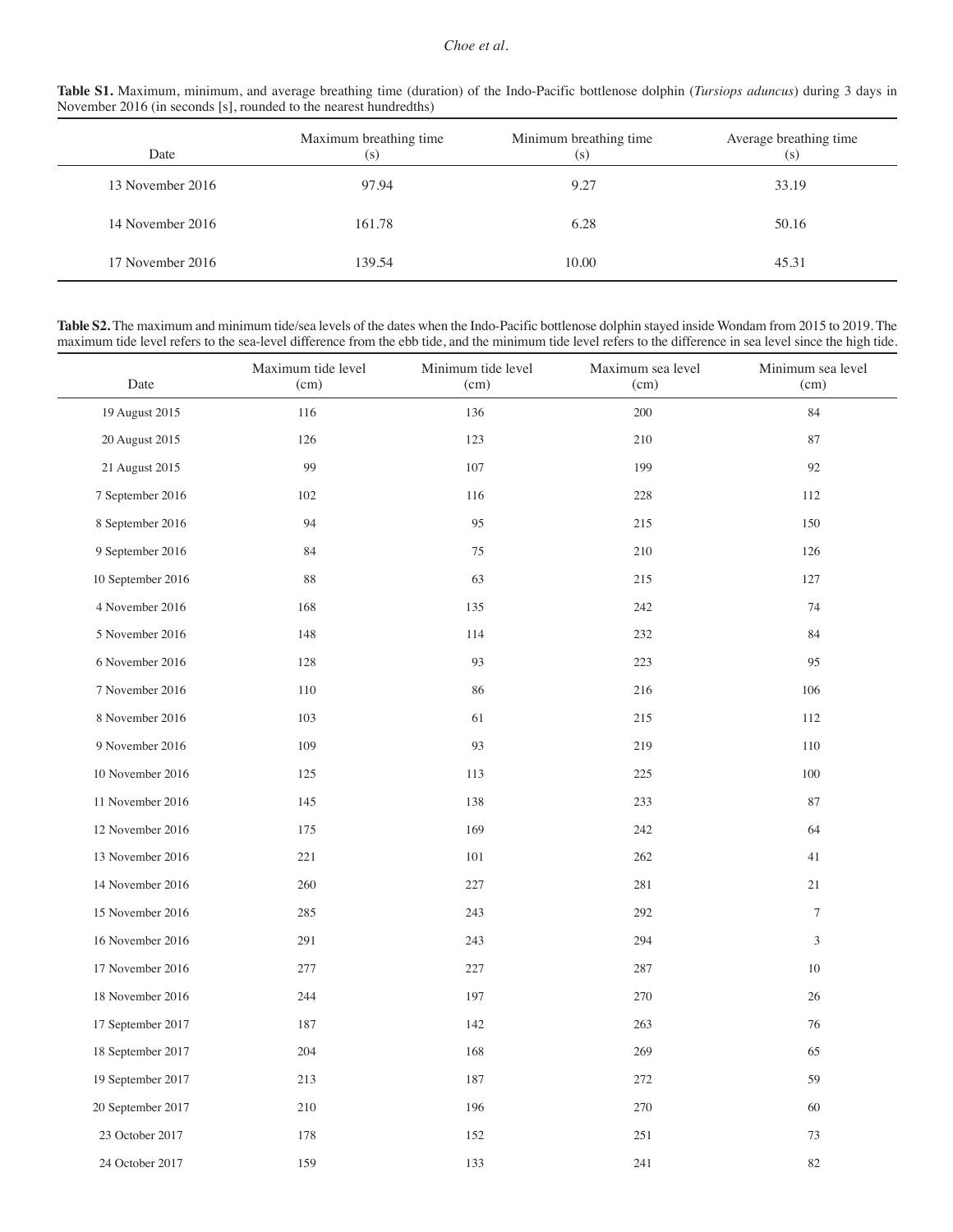**Table S1.** Maximum, minimum, and average breathing time (duration) of the Indo-Pacific bottlenose dolphin (*Tursiops aduncus*) during 3 days in November 2016 (in seconds [s], rounded to the nearest hundredths)

| Date | Maximum breathing time (s) | Minimum breathing time (s) | Average breathing time (s) |
|---|---|---|---|
| 13 November 2016 | 97.94 | 9.27 | 33.19 |
| 14 November 2016 | 161.78 | 6.28 | 50.16 |
| 17 November 2016 | 139.54 | 10.00 | 45.31 |

**Table S2.** The maximum and minimum tide/sea levels of the dates when the Indo-Pacific bottlenose dolphin stayed inside Wondam from 2015 to 2019. The maximum tide level refers to the sea-level difference from the ebb tide, and the minimum tide level refers to the difference in sea level since the high tide.

| Date | Maximum tide level (cm) | Minimum tide level (cm) | Maximum sea level (cm) | Minimum sea level (cm) |
|---|---|---|---|---|
| 19 August 2015 | 116 | 136 | 200 | 84 |
| 20 August 2015 | 126 | 123 | 210 | 87 |
| 21 August 2015 | 99 | 107 | 199 | 92 |
| 7 September 2016 | 102 | 116 | 228 | 112 |
| 8 September 2016 | 94 | 95 | 215 | 150 |
| 9 September 2016 | 84 | 75 | 210 | 126 |
| 10 September 2016 | 88 | 63 | 215 | 127 |
| 4 November 2016 | 168 | 135 | 242 | 74 |
| 5 November 2016 | 148 | 114 | 232 | 84 |
| 6 November 2016 | 128 | 93 | 223 | 95 |
| 7 November 2016 | 110 | 86 | 216 | 106 |
| 8 November 2016 | 103 | 61 | 215 | 112 |
| 9 November 2016 | 109 | 93 | 219 | 110 |
| 10 November 2016 | 125 | 113 | 225 | 100 |
| 11 November 2016 | 145 | 138 | 233 | 87 |
| 12 November 2016 | 175 | 169 | 242 | 64 |
| 13 November 2016 | 221 | 101 | 262 | 41 |
| 14 November 2016 | 260 | 227 | 281 | 21 |
| 15 November 2016 | 285 | 243 | 292 | 7 |
| 16 November 2016 | 291 | 243 | 294 | 3 |
| 17 November 2016 | 277 | 227 | 287 | 10 |
| 18 November 2016 | 244 | 197 | 270 | 26 |
| 17 September 2017 | 187 | 142 | 263 | 76 |
| 18 September 2017 | 204 | 168 | 269 | 65 |
| 19 September 2017 | 213 | 187 | 272 | 59 |
| 20 September 2017 | 210 | 196 | 270 | 60 |
| 23 October 2017 | 178 | 152 | 251 | 73 |
| 24 October 2017 | 159 | 133 | 241 | 82 |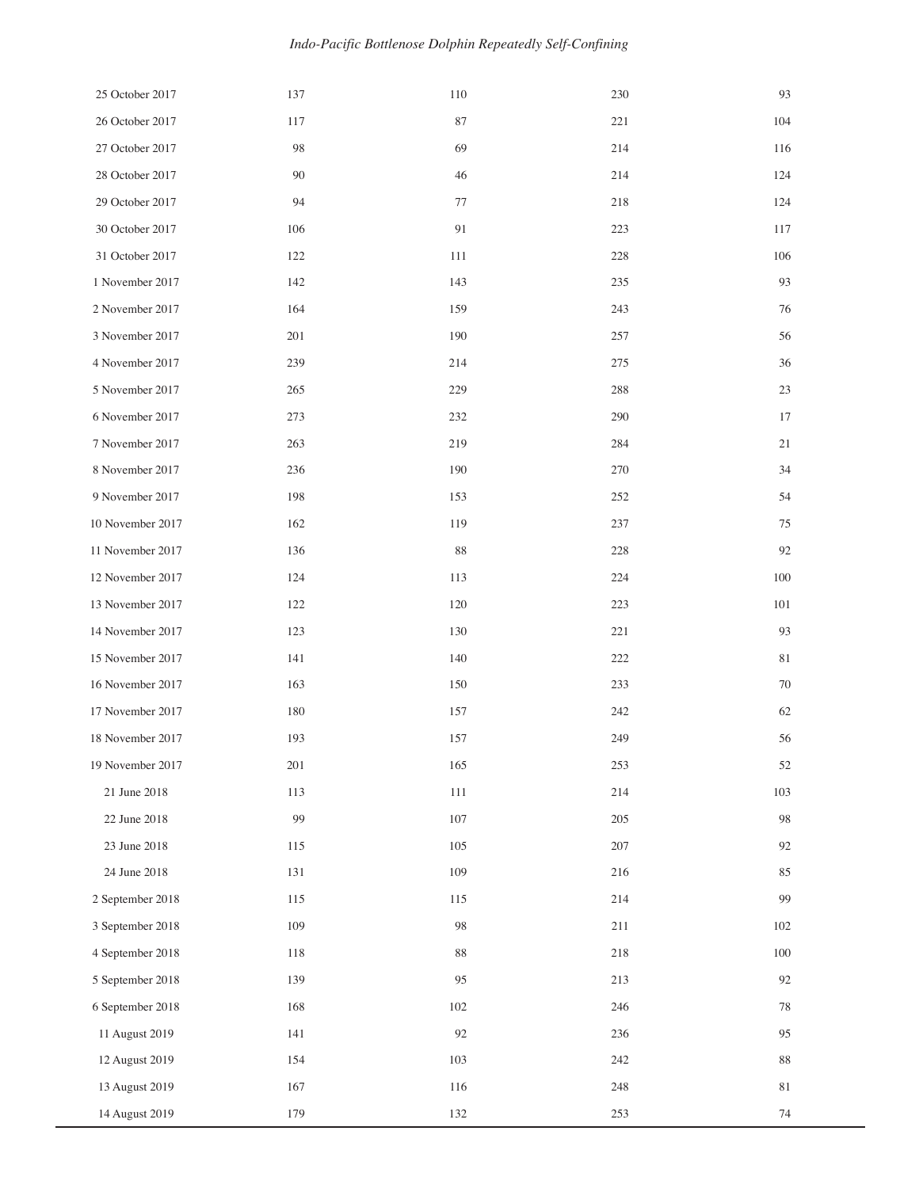| | | | | |
|---|---|---|---|---|
| 25 October 2017 | 137 | 110 | 230 | 93 |
| 26 October 2017 | 117 | 87 | 221 | 104 |
| 27 October 2017 | 98 | 69 | 214 | 116 |
| 28 October 2017 | 90 | 46 | 214 | 124 |
| 29 October 2017 | 94 | 77 | 218 | 124 |
| 30 October 2017 | 106 | 91 | 223 | 117 |
| 31 October 2017 | 122 | 111 | 228 | 106 |
| 1 November 2017 | 142 | 143 | 235 | 93 |
| 2 November 2017 | 164 | 159 | 243 | 76 |
| 3 November 2017 | 201 | 190 | 257 | 56 |
| 4 November 2017 | 239 | 214 | 275 | 36 |
| 5 November 2017 | 265 | 229 | 288 | 23 |
| 6 November 2017 | 273 | 232 | 290 | 17 |
| 7 November 2017 | 263 | 219 | 284 | 21 |
| 8 November 2017 | 236 | 190 | 270 | 34 |
| 9 November 2017 | 198 | 153 | 252 | 54 |
| 10 November 2017 | 162 | 119 | 237 | 75 |
| 11 November 2017 | 136 | 88 | 228 | 92 |
| 12 November 2017 | 124 | 113 | 224 | 100 |
| 13 November 2017 | 122 | 120 | 223 | 101 |
| 14 November 2017 | 123 | 130 | 221 | 93 |
| 15 November 2017 | 141 | 140 | 222 | 81 |
| 16 November 2017 | 163 | 150 | 233 | 70 |
| 17 November 2017 | 180 | 157 | 242 | 62 |
| 18 November 2017 | 193 | 157 | 249 | 56 |
| 19 November 2017 | 201 | 165 | 253 | 52 |
| 21 June 2018 | 113 | 111 | 214 | 103 |
| 22 June 2018 | 99 | 107 | 205 | 98 |
| 23 June 2018 | 115 | 105 | 207 | 92 |
| 24 June 2018 | 131 | 109 | 216 | 85 |
| 2 September 2018 | 115 | 115 | 214 | 99 |
| 3 September 2018 | 109 | 98 | 211 | 102 |
| 4 September 2018 | 118 | 88 | 218 | 100 |
| 5 September 2018 | 139 | 95 | 213 | 92 |
| 6 September 2018 | 168 | 102 | 246 | 78 |
| 11 August 2019 | 141 | 92 | 236 | 95 |
| 12 August 2019 | 154 | 103 | 242 | 88 |
| 13 August 2019 | 167 | 116 | 248 | 81 |
| 14 August 2019 | 179 | 132 | 253 | 74 |